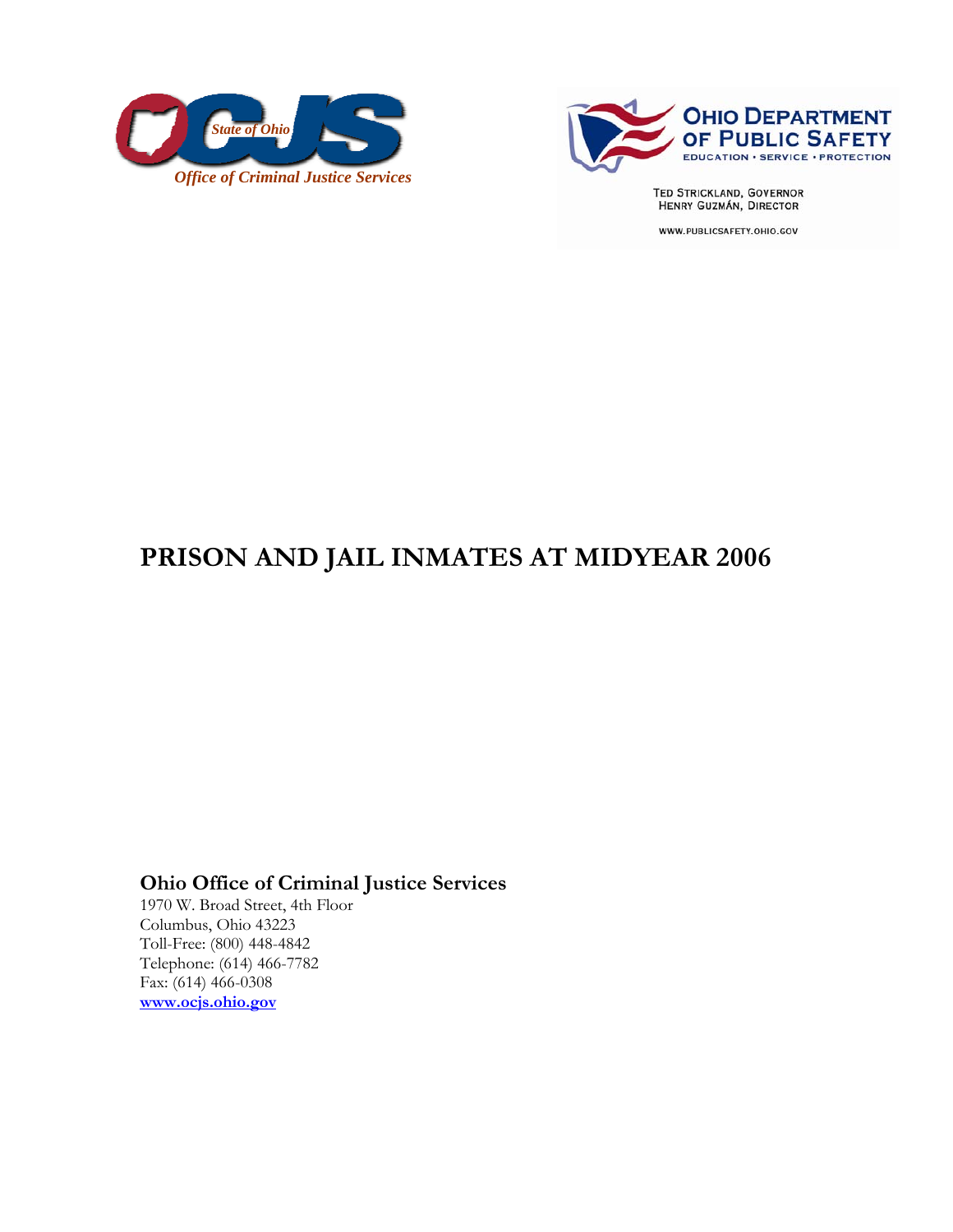State of Ohio OCJS

*Office of Criminal Justice Services*

OHIO DEPARTMENT OF PUBLIC SAFETY

EDUCATION • SERVICE • PROTECTION

TED STRICKLAND, GOVERNOR
HENRY GUZMÁN, DIRECTOR

WWW.PUBLICSAFETY.OHIO.GOV

# PRISON AND JAIL INMATES AT MIDYEAR 2006

**Ohio Office of Criminal Justice Services**
1970 W. Broad Street, 4th Floor
Columbus, Ohio 43223
Toll-Free: (800) 448-4842
Telephone: (614) 466-7782
Fax: (614) 466-0308
**www.ocjs.ohio.gov**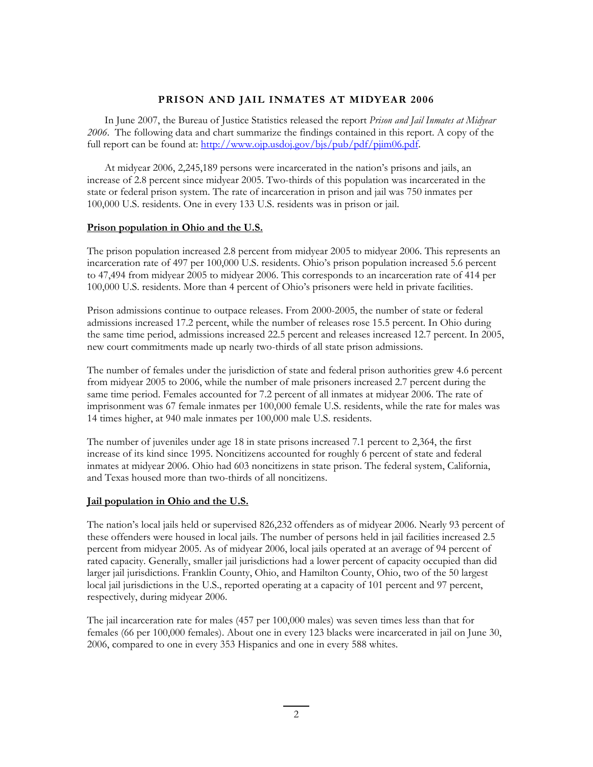## PRISON AND JAIL INMATES AT MIDYEAR 2006

In June 2007, the Bureau of Justice Statistics released the report *Prison and Jail Inmates at Midyear 2006*. The following data and chart summarize the findings contained in this report. A copy of the full report can be found at: [http://www.ojp.usdoj.gov/bjs/pub/pdf/pjim06.pdf](http://www.ojp.usdoj.gov/bjs/pub/pdf/pjim06.pdf).

At midyear 2006, 2,245,189 persons were incarcerated in the nation's prisons and jails, an increase of 2.8 percent since midyear 2005. Two-thirds of this population was incarcerated in the state or federal prison system. The rate of incarceration in prison and jail was 750 inmates per 100,000 U.S. residents. One in every 133 U.S. residents was in prison or jail.

### Prison population in Ohio and the U.S.

The prison population increased 2.8 percent from midyear 2005 to midyear 2006. This represents an incarceration rate of 497 per 100,000 U.S. residents. Ohio's prison population increased 5.6 percent to 47,494 from midyear 2005 to midyear 2006. This corresponds to an incarceration rate of 414 per 100,000 U.S. residents. More than 4 percent of Ohio's prisoners were held in private facilities.

Prison admissions continue to outpace releases. From 2000-2005, the number of state or federal admissions increased 17.2 percent, while the number of releases rose 15.5 percent. In Ohio during the same time period, admissions increased 22.5 percent and releases increased 12.7 percent. In 2005, new court commitments made up nearly two-thirds of all state prison admissions.

The number of females under the jurisdiction of state and federal prison authorities grew 4.6 percent from midyear 2005 to 2006, while the number of male prisoners increased 2.7 percent during the same time period. Females accounted for 7.2 percent of all inmates at midyear 2006. The rate of imprisonment was 67 female inmates per 100,000 female U.S. residents, while the rate for males was 14 times higher, at 940 male inmates per 100,000 male U.S. residents.

The number of juveniles under age 18 in state prisons increased 7.1 percent to 2,364, the first increase of its kind since 1995. Noncitizens accounted for roughly 6 percent of state and federal inmates at midyear 2006. Ohio had 603 noncitizens in state prison. The federal system, California, and Texas housed more than two-thirds of all noncitizens.

### Jail population in Ohio and the U.S.

The nation's local jails held or supervised 826,232 offenders as of midyear 2006. Nearly 93 percent of these offenders were housed in local jails. The number of persons held in jail facilities increased 2.5 percent from midyear 2005. As of midyear 2006, local jails operated at an average of 94 percent of rated capacity. Generally, smaller jail jurisdictions had a lower percent of capacity occupied than did larger jail jurisdictions. Franklin County, Ohio, and Hamilton County, Ohio, two of the 50 largest local jail jurisdictions in the U.S., reported operating at a capacity of 101 percent and 97 percent, respectively, during midyear 2006.

The jail incarceration rate for males (457 per 100,000 males) was seven times less than that for females (66 per 100,000 females). About one in every 123 blacks were incarcerated in jail on June 30, 2006, compared to one in every 353 Hispanics and one in every 588 whites.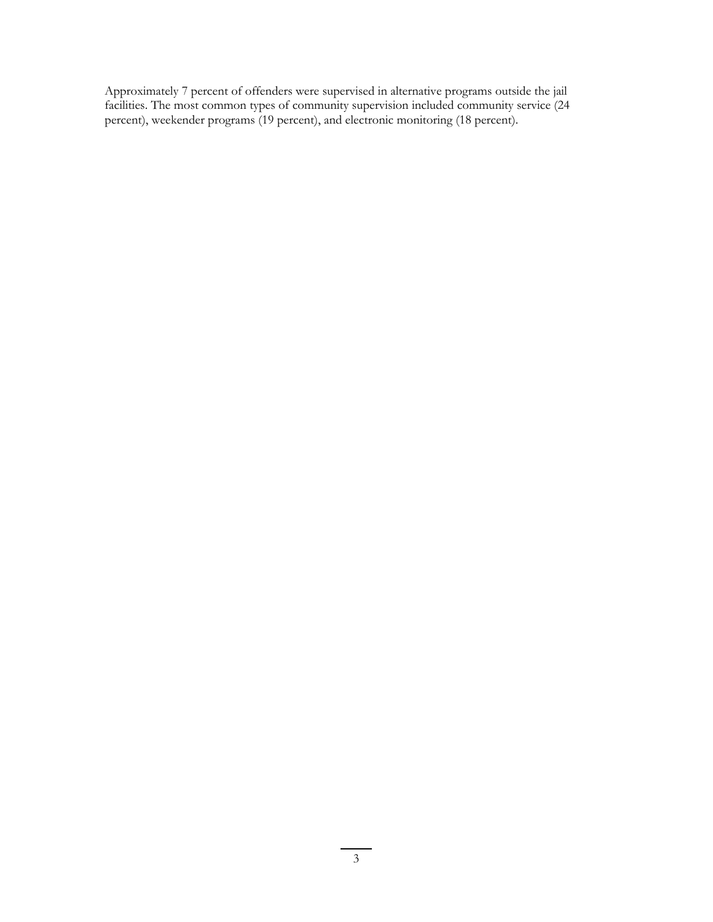Approximately 7 percent of offenders were supervised in alternative programs outside the jail facilities. The most common types of community supervision included community service (24 percent), weekender programs (19 percent), and electronic monitoring (18 percent).